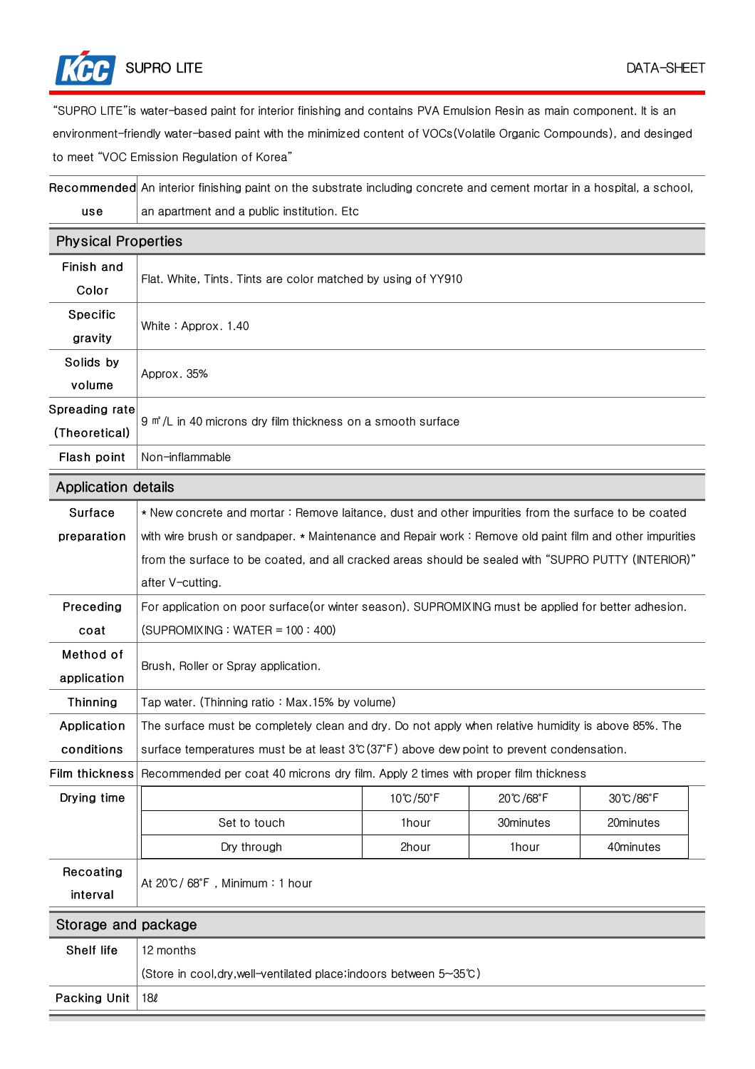# SUPRO LITE

DATA-SHEET

"SUPRO LITE"is water-based paint for interior finishing and contains PVA Emulsion Resin as main component. It is an environment-friendly water-based paint with the minimized content of VOCs(Volatile Organic Compounds), and desinged to meet "VOC Emission Regulation of Korea"

| | |
|---|---|
| Recommended use | An interior finishing paint on the substrate including concrete and cement mortar in a hospital, a school, an apartment and a public institution. Etc |

## Physical Properties

| | |
|---|---|
| Finish and Color | Flat. White, Tints. Tints are color matched by using of YY910 |
| Specific gravity | White : Approx. 1.40 |
| Solids by volume | Approx. 35% |
| Spreading rate (Theoretical) | 9 ㎡/L in 40 microns dry film thickness on a smooth surface |
| Flash point | Non-inflammable |

## Application details

| | |
|---|---|
| Surface preparation | * New concrete and mortar : Remove laitance, dust and other impurities from the surface to be coated with wire brush or sandpaper. * Maintenance and Repair work : Remove old paint film and other impurities from the surface to be coated, and all cracked areas should be sealed with "SUPRO PUTTY (INTERIOR)" after V-cutting. |
| Preceding coat | For application on poor surface(or winter season). SUPROMIXING must be applied for better adhesion. (SUPROMIXING : WATER = 100 : 400) |
| Method of application | Brush, Roller or Spray application. |
| Thinning | Tap water. (Thinning ratio : Max.15% by volume) |
| Application conditions | The surface must be completely clean and dry. Do not apply when relative humidity is above 85%. The surface temperatures must be at least 3℃(37˚F) above dew point to prevent condensation. |
| Film thickness | Recommended per coat 40 microns dry film. Apply 2 times with proper film thickness |

Drying time

| | 10℃/50˚F | 20℃/68˚F | 30℃/86˚F |
|---|---|---|---|
| Set to touch | 1hour | 30minutes | 20minutes |
| Dry through | 2hour | 1hour | 40minutes |

| | |
|---|---|
| Recoating interval | At 20℃/ 68˚F , Minimum : 1 hour |

## Storage and package

| | |
|---|---|
| Shelf life | 12 months (Store in cool,dry,well-ventilated place;indoors between 5~35℃) |
| Packing Unit | 18ℓ |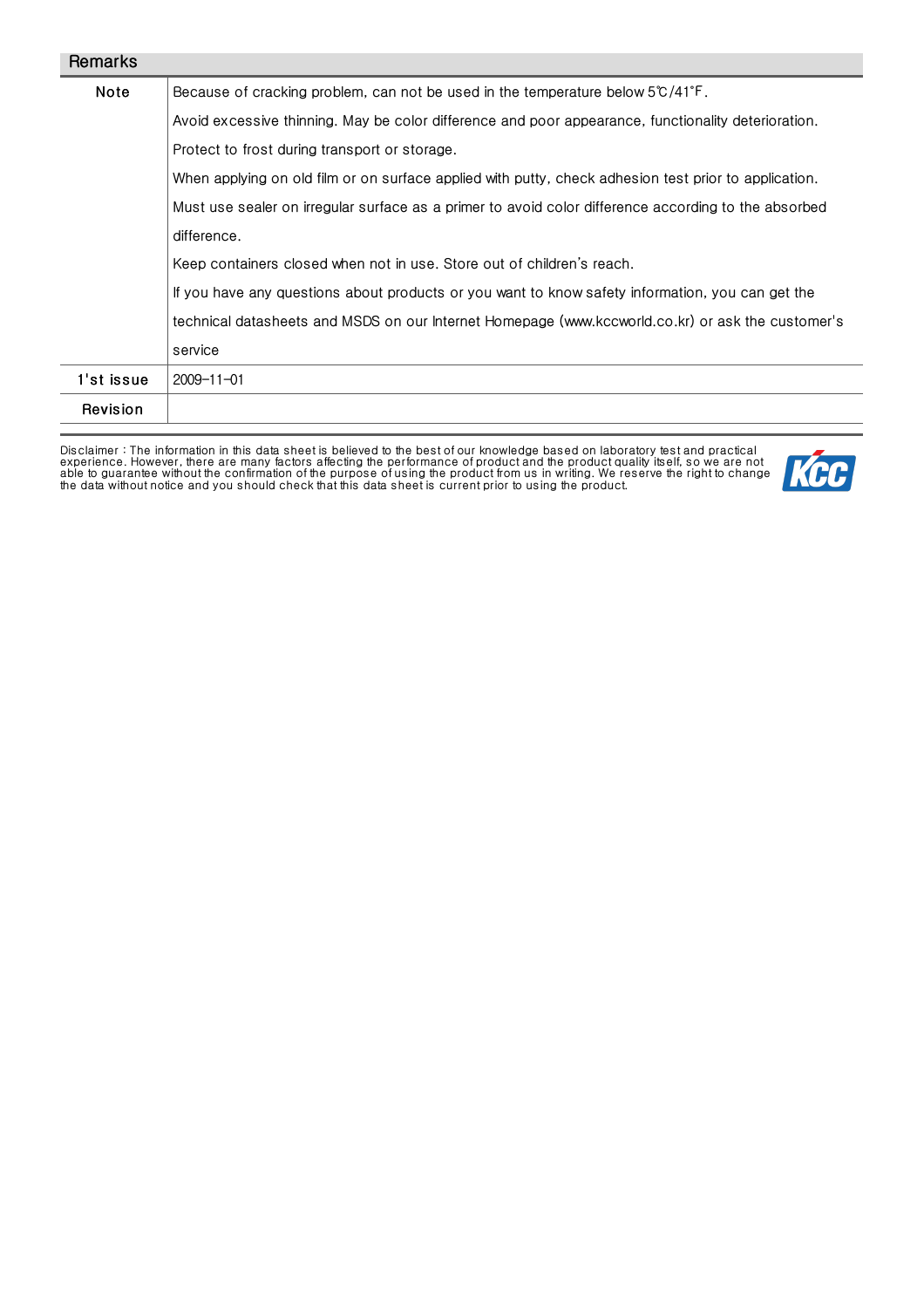## Remarks

| | |
|---|---|
| Note | Because of cracking problem, can not be used in the temperature below 5℃/41°F. Avoid excessive thinning. May be color difference and poor appearance, functionality deterioration. Protect to frost during transport or storage. When applying on old film or on surface applied with putty, check adhesion test prior to application. Must use sealer on irregular surface as a primer to avoid color difference according to the absorbed difference. Keep containers closed when not in use. Store out of children's reach. If you have any questions about products or you want to know safety information, you can get the technical datasheets and MSDS on our Internet Homepage (www.kccworld.co.kr) or ask the customer's service |
| 1'st issue | 2009-11-01 |
| Revision | |

Disclaimer : The information in this data sheet is believed to the best of our knowledge based on laboratory test and practical experience. However, there are many factors affecting the performance of product and the product quality itself, so we are not able to guarantee without the confirmation of the purpose of using the product from us in writing. We reserve the right to change the data without notice and you should check that this data sheet is current prior to using the product.

KCC